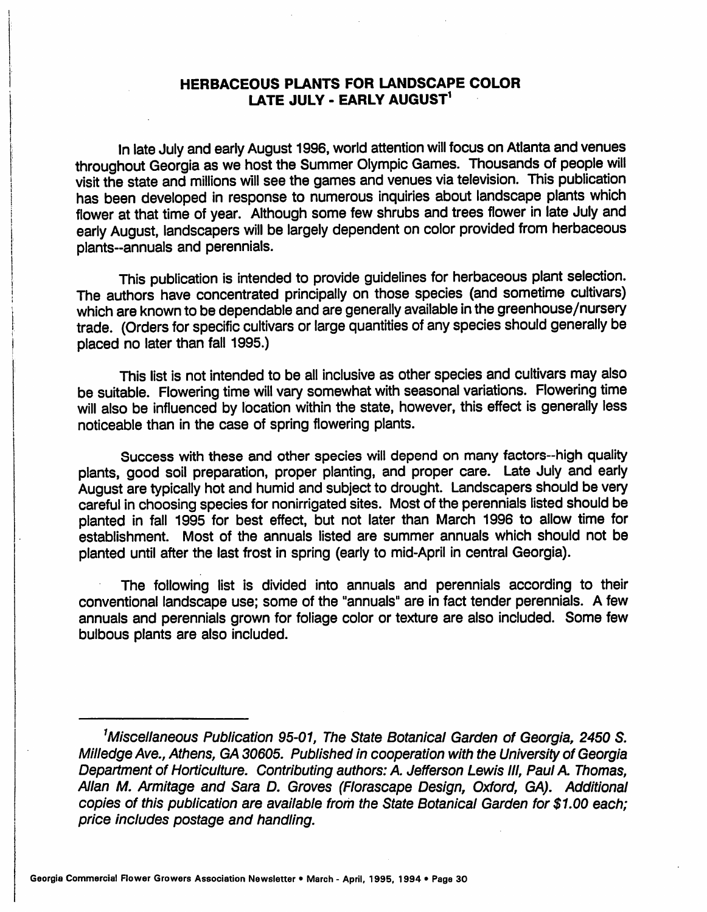# HERBACEOUS PLANTS FOR LANDSCAPE COLOR LATE JULY - EARLY AUGUST[1]

In late July and early August 1996, world attention will focus on Atlanta and venues throughout Georgia as we host the Summer Olympic Games. Thousands of people will visit the state and millions will see the games and venues via television. This publication has been developed in response to numerous inquiries about landscape plants which flower at that time of year. Although some few shrubs and trees flower in late July and early August, landscapers will be largely dependent on color provided from herbaceous plants--annuals and perennials.

This publication is intended to provide guidelines for herbaceous plant selection. The authors have concentrated principally on those species (and sometime cultivars) which are known to be dependable and are generally available in the greenhouse/nursery trade. (Orders for specific cultivars or large quantities of any species should generally be placed no later than fall 1995.)

This list is not intended to be all inclusive as other species and cultivars may also be suitable. Flowering time will vary somewhat with seasonal variations. Flowering time will also be influenced by location within the state, however, this effect is generally less noticeable than in the case of spring flowering plants.

Success with these and other species will depend on many factors--high quality plants, good soil preparation, proper planting, and proper care. Late July and early August are typically hot and humid and subject to drought. Landscapers should be very careful in choosing species for nonirrigated sites. Most of the perennials listed should be planted in fall 1995 for best effect, but not later than March 1996 to allow time for establishment. Most of the annuals listed are summer annuals which should not be planted until after the last frost in spring (early to mid-April in central Georgia).

The following list is divided into annuals and perennials according to their conventional landscape use; some of the "annuals" are in fact tender perennials. A few annuals and perennials grown for foliage color or texture are also included. Some few bulbous plants are also included.

---

[1] *Miscellaneous Publication 95-01, The State Botanical Garden of Georgia, 2450 S. Milledge Ave., Athens, GA 30605. Published in cooperation with the University of Georgia Department of Horticulture. Contributing authors: A. Jefferson Lewis III, Paul A. Thomas, Allan M. Armitage and Sara D. Groves (Florascape Design, Oxford, GA). Additional copies of this publication are available from the State Botanical Garden for $1.00 each; price includes postage and handling.*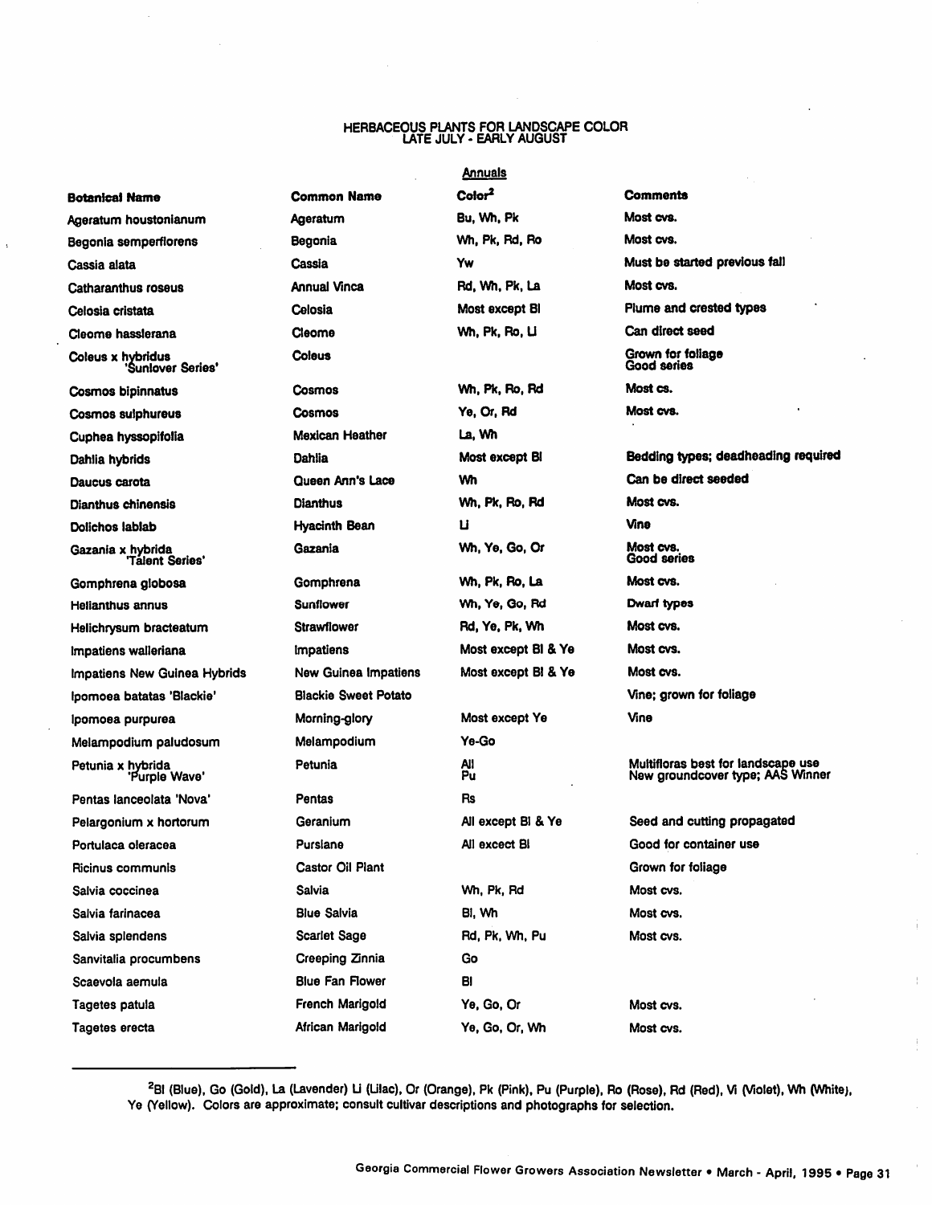## HERBACEOUS PLANTS FOR LANDSCAPE COLOR
### LATE JULY - EARLY AUGUST

**Annuals**

| Botanical Name | Common Name | Color[2] | Comments |
|---|---|---|---|
| Ageratum houstonianum | Ageratum | Bu, Wh, Pk | Most cvs. |
| Begonia semperflorens | Begonia | Wh, Pk, Rd, Ro | Most cvs. |
| Cassia alata | Cassia | Yw | Must be started previous fall |
| Catharanthus roseus | Annual Vinca | Rd, Wh, Pk, La | Most cvs. |
| Celosia cristata | Celosia | Most except Bl | Plume and crested types |
| Cleome hasslerana | Cleome | Wh, Pk, Ro, Li | Can direct seed |
| Coleus x hybridus 'Sunlover Series' | Coleus | | Grown for foliage Good series |
| Cosmos bipinnatus | Cosmos | Wh, Pk, Ro, Rd | Most cs. |
| Cosmos sulphureus | Cosmos | Ye, Or, Rd | Most cvs. |
| Cuphea hyssopifolia | Mexican Heather | La, Wh | |
| Dahlia hybrids | Dahlia | Most except Bl | Bedding types; deadheading required |
| Daucus carota | Queen Ann's Lace | Wh | Can be direct seeded |
| Dianthus chinensis | Dianthus | Wh, Pk, Ro, Rd | Most cvs. |
| Dolichos lablab | Hyacinth Bean | Li | Vine |
| Gazania x hybrida 'Talent Series' | Gazania | Wh, Ye, Go, Or | Most cvs. Good series |
| Gomphrena globosa | Gomphrena | Wh, Pk, Ro, La | Most cvs. |
| Helianthus annus | Sunflower | Wh, Ye, Go, Rd | Dwarf types |
| Helichrysum bracteatum | Strawflower | Rd, Ye, Pk, Wh | Most cvs. |
| Impatiens walleriana | Impatiens | Most except Bl & Ye | Most cvs. |
| Impatiens New Guinea Hybrids | New Guinea Impatiens | Most except Bl & Ye | Most cvs. |
| Ipomoea batatas 'Blackie' | Blackie Sweet Potato | | Vine; grown for foliage |
| Ipomoea purpurea | Morning-glory | Most except Ye | Vine |
| Melampodium paludosum | Melampodium | Ye-Go | |
| Petunia x hybrida 'Purple Wave' | Petunia | All Pu | Multifloras best for landscape use New groundcover type; AAS Winner |
| Pentas lanceolata 'Nova' | Pentas | Rs | |
| Pelargonium x hortorum | Geranium | All except Bl & Ye | Seed and cutting propagated |
| Portulaca oleracea | Purslane | All excect Bl | Good for container use |
| Ricinus communis | Castor Oil Plant | | Grown for foliage |
| Salvia coccinea | Salvia | Wh, Pk, Rd | Most cvs. |
| Salvia farinacea | Blue Salvia | Bl, Wh | Most cvs. |
| Salvia splendens | Scarlet Sage | Rd, Pk, Wh, Pu | Most cvs. |
| Sanvitalia procumbens | Creeping Zinnia | Go | |
| Scaevola aemula | Blue Fan Flower | Bl | |
| Tagetes patula | French Marigold | Ye, Go, Or | Most cvs. |
| Tagetes erecta | African Marigold | Ye, Go, Or, Wh | Most cvs. |

[2] Bl (Blue), Go (Gold), La (Lavender) Li (Lilac), Or (Orange), Pk (Pink), Pu (Purple), Ro (Rose), Rd (Red), Vi (Violet), Wh (White), Ye (Yellow). Colors are approximate; consult cultivar descriptions and photographs for selection.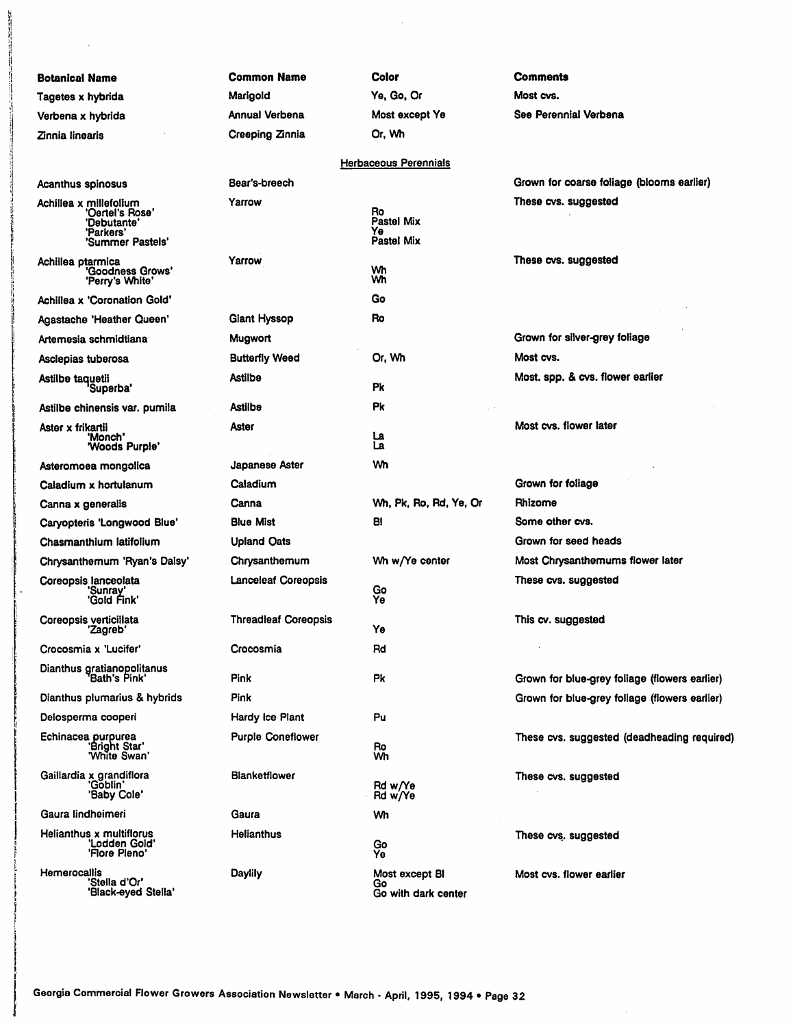| Botanical Name | Common Name | Color | Comments |
|---|---|---|---|
| Tagetes x hybrida | Marigold | Ye, Go, Or | Most cvs. |
| Verbena x hybrida | Annual Verbena | Most except Ye | See Perennial Verbena |
| Zinnia linearis | Creeping Zinnia | Or, Wh | |
| | | Herbaceous Perennials | |
| Acanthus spinosus | Bear's-breech | | Grown for coarse foliage (blooms earlier) |
| Achillea x millefolium | Yarrow | | These cvs. suggested |
| 'Oertel's Rose' | | Ro | |
| 'Debutante' | | Pastel Mix | |
| 'Parkers' | | Ye | |
| 'Summer Pastels' | | Pastel Mix | |
| Achillea ptarmica | Yarrow | | These cvs. suggested |
| 'Goodness Grows' | | Wh | |
| 'Perry's White' | | Wh | |
| Achillea x 'Coronation Gold' | | Go | |
| Agastache 'Heather Queen' | Giant Hyssop | Ro | |
| Artemesia schmidtiana | Mugwort | | Grown for silver-grey foliage |
| Asclepias tuberosa | Butterfly Weed | Or, Wh | Most cvs. |
| Astilbe taquetii | Astilbe | | Most. spp. & cvs. flower earlier |
| 'Superba' | | Pk | |
| Astilbe chinensis var. pumila | Astilbe | Pk | |
| Aster x frikartii | Aster | | Most cvs. flower later |
| 'Monch' | | La | |
| 'Woods Purple' | | La | |
| Asteromoea mongolica | Japanese Aster | Wh | |
| Caladium x hortulanum | Caladium | | Grown for foliage |
| Canna x generalis | Canna | Wh, Pk, Ro, Rd, Ye, Or | Rhizome |
| Caryopteris 'Longwood Blue' | Blue Mist | Bl | Some other cvs. |
| Chasmanthium latifolium | Upland Oats | | Grown for seed heads |
| Chrysanthemum 'Ryan's Daisy' | Chrysanthemum | Wh w/Ye center | Most Chrysanthemums flower later |
| Coreopsis lanceolata | Lanceleaf Coreopsis | | These cvs. suggested |
| 'Sunray' | | Go | |
| 'Gold Fink' | | Ye | |
| Coreopsis verticillata | Threadleaf Coreopsis | | This cv. suggested |
| 'Zagreb' | | Ye | |
| Crocosmia x 'Lucifer' | Crocosmia | Rd | |
| Dianthus gratianopolitanus | | | |
| 'Bath's Pink' | Pink | Pk | Grown for blue-grey foliage (flowers earlier) |
| Dianthus plumarius & hybrids | Pink | | Grown for blue-grey foliage (flowers earlier) |
| Delosperma cooperi | Hardy Ice Plant | Pu | |
| Echinacea purpurea | Purple Coneflower | | These cvs. suggested (deadheading required) |
| 'Bright Star' | | Ro | |
| 'White Swan' | | Wh | |
| Gaillardia x grandiflora | Blanketflower | | These cvs. suggested |
| 'Goblin' | | Rd w/Ye | |
| 'Baby Cole' | | Rd w/Ye | |
| Gaura lindheimeri | Gaura | Wh | |
| Helianthus x multiflorus | Helianthus | | These cvs. suggested |
| 'Lodden Gold' | | Go | |
| 'Flore Pleno' | | Ye | |
| Hemerocallis | Daylily | Most except Bl | Most cvs. flower earlier |
| 'Stella d'Or' | | Go | |
| 'Black-eyed Stella' | | Go with dark center | |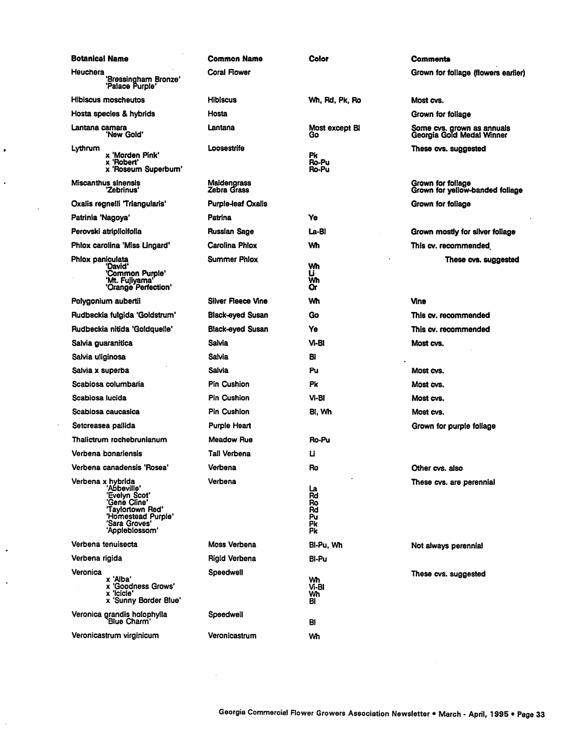| Botanical Name | Common Name | Color | Comments |
|---|---|---|---|
| Heuchera<br>'Bressingham Bronze'<br>'Palace Purple' | Coral Flower | | Grown for foliage (flowers earlier) |
| Hibiscus moscheutos | Hibiscus | Wh, Rd, Pk, Ro | Most cvs. |
| Hosta species & hybrids | Hosta | | Grown for foliage |
| Lantana camara<br>'New Gold' | Lantana | Most except Bl<br>Go | Some cvs. grown as annuals<br>Georgia Gold Medal Winner |
| Lythrum<br>x 'Morden Pink'<br>x 'Robert'<br>x 'Roseum Superbum' | Loosestrife | <br>Pk<br>Ro-Pu<br>Ro-Pu | These cvs. suggested |
| Miscanthus sinensis<br>'Zebrinus' | Maidengrass<br>Zebra Grass | | Grown for foliage<br>Grown for yellow-banded foliage |
| Oxalis regnelli 'Triangularis' | Purple-leaf Oxalis | | Grown for foliage |
| Patrinia 'Nagoya' | Patrina | Ye | |
| Perovski atriplicifolia | Russian Sage | La-Bl | Grown mostly for silver foliage |
| Phlox carolina 'Miss Lingard' | Carolina Phlox | Wh | This cv. recommended |
| Phlox paniculata<br>'David'<br>'Common Purple'<br>'Mt. Fujiyama'<br>'Orange Perfection' | Summer Phlox | <br>Wh<br>Li<br>Wh<br>Or | These cvs. suggested |
| Polygonium aubertii | Silver Fleece Vine | Wh | Vine |
| Rudbeckia fulgida 'Goldstrum' | Black-eyed Susan | Go | This cv. recommended |
| Rudbeckia nitida 'Goldquelle' | Black-eyed Susan | Ye | This cv. recommended |
| Salvia guaranitica | Salvia | Vi-Bl | Most cvs. |
| Salvia uliginosa | Salvia | Bl | |
| Salvia x superba | Salvia | Pu | Most cvs. |
| Scabiosa columbaria | Pin Cushion | Pk | Most cvs. |
| Scabiosa lucida | Pin Cushion | Vi-Bl | Most cvs. |
| Scabiosa caucasica | Pin Cushion | Bl, Wh | Most cvs. |
| Setcreasea pallida | Purple Heart | | Grown for purple foliage |
| Thalictrum rochebrunianum | Meadow Rue | Ro-Pu | |
| Verbena bonariensis | Tall Verbena | Li | |
| Verbena canadensis 'Rosea' | Verbena | Ro | Other cvs. also |
| Verbena x hybrida<br>'Abbeville'<br>'Evelyn Scot'<br>'Gene Cline'<br>'Taylortown Red'<br>'Homestead Purple'<br>'Sara Groves'<br>'Appleblossom' | Verbena | <br>La<br>Rd<br>Ro<br>Rd<br>Pu<br>Pk<br>Pk | These cvs. are perennial |
| Verbena tenuisecta | Moss Verbena | Bl-Pu, Wh | Not always perennial |
| Verbena rigida | Rigid Verbena | Bl-Pu | |
| Veronica<br>x 'Alba'<br>x 'Goodness Grows'<br>x 'Icicle'<br>x 'Sunny Border Blue' | Speedwell | <br>Wh<br>Vi-Bl<br>Wh<br>Bl | These cvs. suggested |
| Veronica grandis holophylla<br>'Blue Charm' | Speedwell | Bl | |
| Veronicastrum virginicum | Veronicastrum | Wh | |